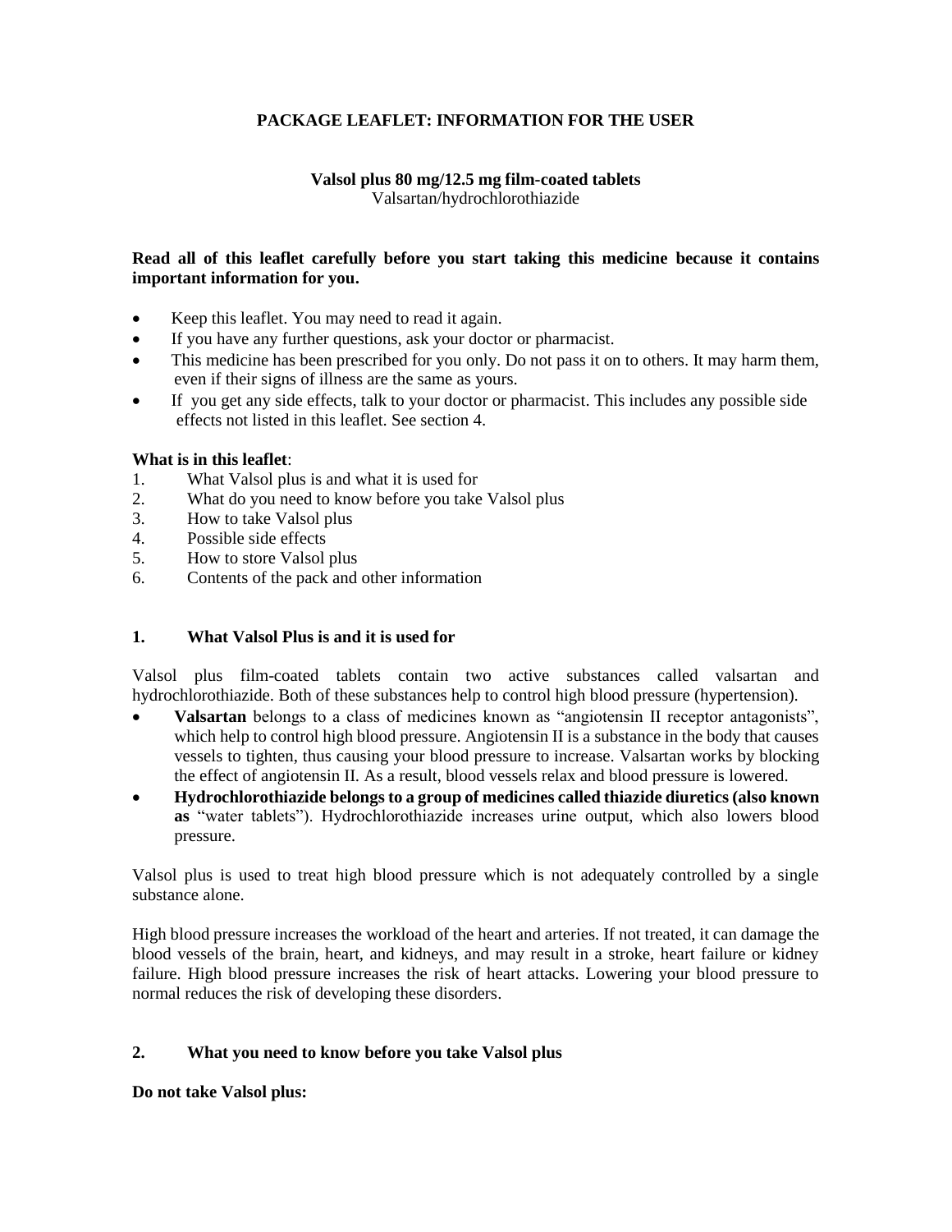# PACKAGE LEAFLET: INFORMATION FOR THE USER

**Valsol plus 80 mg/12.5 mg film-coated tablets**
Valsartan/hydrochlorothiazide

**Read all of this leaflet carefully before you start taking this medicine because it contains important information for you.**

- Keep this leaflet. You may need to read it again.
- If you have any further questions, ask your doctor or pharmacist.
- This medicine has been prescribed for you only. Do not pass it on to others. It may harm them, even if their signs of illness are the same as yours.
- If you get any side effects, talk to your doctor or pharmacist. This includes any possible side effects not listed in this leaflet. See section 4.

**What is in this leaflet**:

1. What Valsol plus is and what it is used for
2. What do you need to know before you take Valsol plus
3. How to take Valsol plus
4. Possible side effects
5. How to store Valsol plus
6. Contents of the pack and other information

## 1. What Valsol Plus is and it is used for

Valsol plus film-coated tablets contain two active substances called valsartan and hydrochlorothiazide. Both of these substances help to control high blood pressure (hypertension).

- **Valsartan** belongs to a class of medicines known as "angiotensin II receptor antagonists", which help to control high blood pressure. Angiotensin II is a substance in the body that causes vessels to tighten, thus causing your blood pressure to increase. Valsartan works by blocking the effect of angiotensin II. As a result, blood vessels relax and blood pressure is lowered.
- **Hydrochlorothiazide belongs to a group of medicines called thiazide diuretics (also known as** "water tablets"). Hydrochlorothiazide increases urine output, which also lowers blood pressure.

Valsol plus is used to treat high blood pressure which is not adequately controlled by a single substance alone.

High blood pressure increases the workload of the heart and arteries. If not treated, it can damage the blood vessels of the brain, heart, and kidneys, and may result in a stroke, heart failure or kidney failure. High blood pressure increases the risk of heart attacks. Lowering your blood pressure to normal reduces the risk of developing these disorders.

## 2. What you need to know before you take Valsol plus

**Do not take Valsol plus:**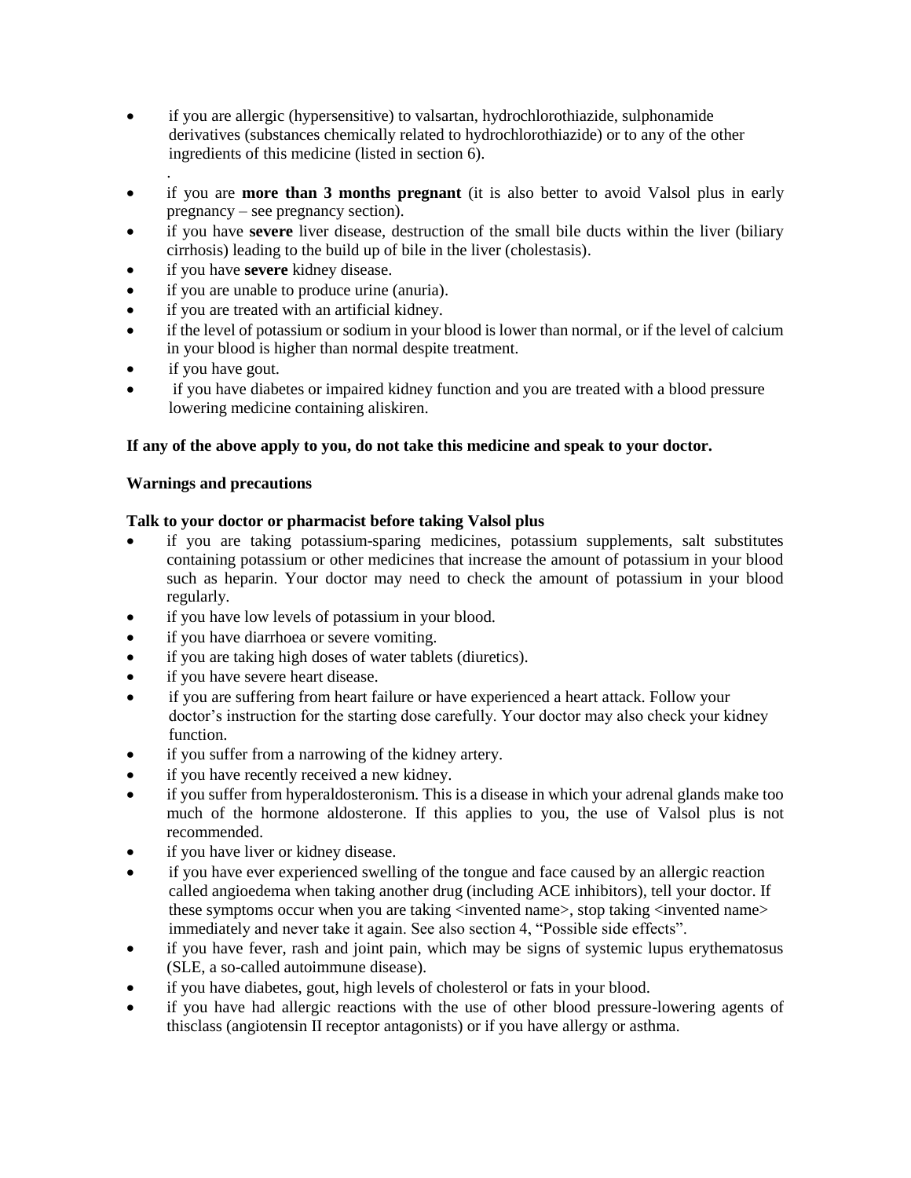- if you are allergic (hypersensitive) to valsartan, hydrochlorothiazide, sulphonamide derivatives (substances chemically related to hydrochlorothiazide) or to any of the other ingredients of this medicine (listed in section 6).
  .
- if you are **more than 3 months pregnant** (it is also better to avoid Valsol plus in early pregnancy – see pregnancy section).
- if you have **severe** liver disease, destruction of the small bile ducts within the liver (biliary cirrhosis) leading to the build up of bile in the liver (cholestasis).
- if you have **severe** kidney disease.
- if you are unable to produce urine (anuria).
- if you are treated with an artificial kidney.
- if the level of potassium or sodium in your blood is lower than normal, or if the level of calcium in your blood is higher than normal despite treatment.
- if you have gout.
- if you have diabetes or impaired kidney function and you are treated with a blood pressure lowering medicine containing aliskiren.

**If any of the above apply to you, do not take this medicine and speak to your doctor.**

**Warnings and precautions**

**Talk to your doctor or pharmacist before taking Valsol plus**

- if you are taking potassium-sparing medicines, potassium supplements, salt substitutes containing potassium or other medicines that increase the amount of potassium in your blood such as heparin. Your doctor may need to check the amount of potassium in your blood regularly.
- if you have low levels of potassium in your blood.
- if you have diarrhoea or severe vomiting.
- if you are taking high doses of water tablets (diuretics).
- if you have severe heart disease.
- if you are suffering from heart failure or have experienced a heart attack. Follow your doctor's instruction for the starting dose carefully. Your doctor may also check your kidney function.
- if you suffer from a narrowing of the kidney artery.
- if you have recently received a new kidney.
- if you suffer from hyperaldosteronism. This is a disease in which your adrenal glands make too much of the hormone aldosterone. If this applies to you, the use of Valsol plus is not recommended.
- if you have liver or kidney disease.
- if you have ever experienced swelling of the tongue and face caused by an allergic reaction called angioedema when taking another drug (including ACE inhibitors), tell your doctor. If these symptoms occur when you are taking <invented name>, stop taking <invented name> immediately and never take it again. See also section 4, "Possible side effects".
- if you have fever, rash and joint pain, which may be signs of systemic lupus erythematosus (SLE, a so-called autoimmune disease).
- if you have diabetes, gout, high levels of cholesterol or fats in your blood.
- if you have had allergic reactions with the use of other blood pressure-lowering agents of thisclass (angiotensin II receptor antagonists) or if you have allergy or asthma.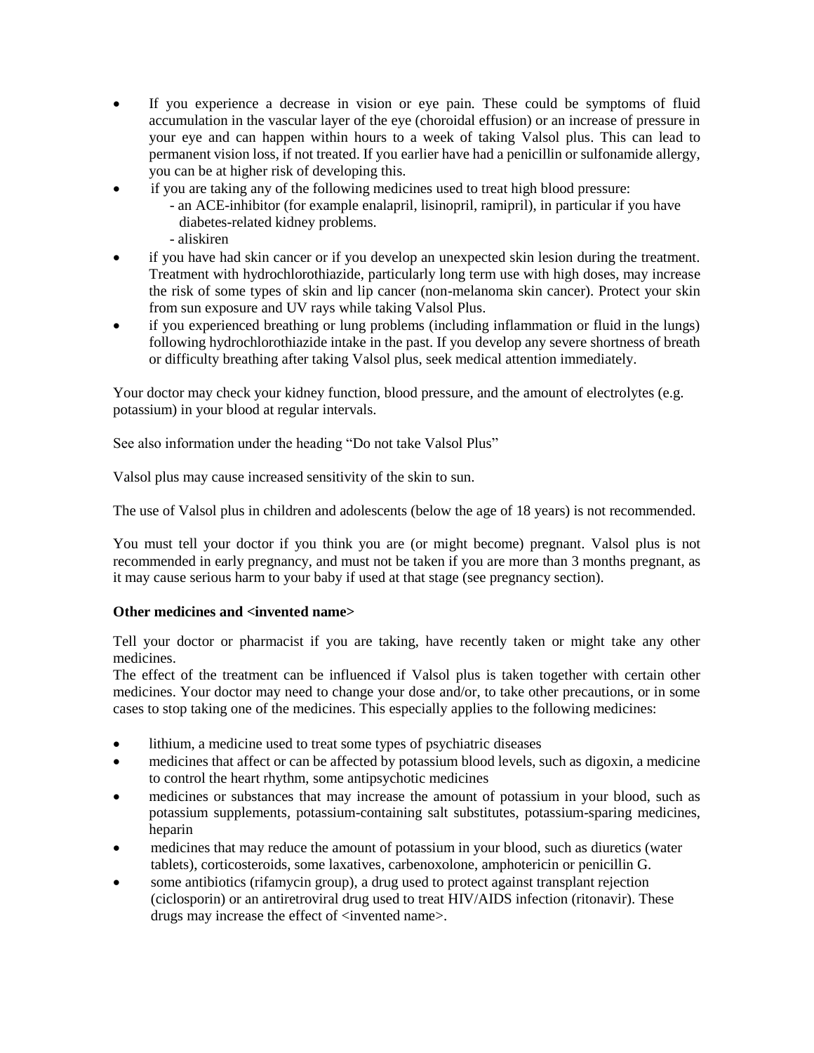- If you experience a decrease in vision or eye pain. These could be symptoms of fluid accumulation in the vascular layer of the eye (choroidal effusion) or an increase of pressure in your eye and can happen within hours to a week of taking Valsol plus. This can lead to permanent vision loss, if not treated. If you earlier have had a penicillin or sulfonamide allergy, you can be at higher risk of developing this.
- if you are taking any of the following medicines used to treat high blood pressure:
  - an ACE-inhibitor (for example enalapril, lisinopril, ramipril), in particular if you have diabetes-related kidney problems.
  - aliskiren
- if you have had skin cancer or if you develop an unexpected skin lesion during the treatment. Treatment with hydrochlorothiazide, particularly long term use with high doses, may increase the risk of some types of skin and lip cancer (non-melanoma skin cancer). Protect your skin from sun exposure and UV rays while taking Valsol Plus.
- if you experienced breathing or lung problems (including inflammation or fluid in the lungs) following hydrochlorothiazide intake in the past. If you develop any severe shortness of breath or difficulty breathing after taking Valsol plus, seek medical attention immediately.

Your doctor may check your kidney function, blood pressure, and the amount of electrolytes (e.g. potassium) in your blood at regular intervals.

See also information under the heading "Do not take Valsol Plus"

Valsol plus may cause increased sensitivity of the skin to sun.

The use of Valsol plus in children and adolescents (below the age of 18 years) is not recommended.

You must tell your doctor if you think you are (or might become) pregnant. Valsol plus is not recommended in early pregnancy, and must not be taken if you are more than 3 months pregnant, as it may cause serious harm to your baby if used at that stage (see pregnancy section).

**Other medicines and <invented name>**

Tell your doctor or pharmacist if you are taking, have recently taken or might take any other medicines.
The effect of the treatment can be influenced if Valsol plus is taken together with certain other medicines. Your doctor may need to change your dose and/or, to take other precautions, or in some cases to stop taking one of the medicines. This especially applies to the following medicines:

- lithium, a medicine used to treat some types of psychiatric diseases
- medicines that affect or can be affected by potassium blood levels, such as digoxin, a medicine to control the heart rhythm, some antipsychotic medicines
- medicines or substances that may increase the amount of potassium in your blood, such as potassium supplements, potassium-containing salt substitutes, potassium-sparing medicines, heparin
- medicines that may reduce the amount of potassium in your blood, such as diuretics (water tablets), corticosteroids, some laxatives, carbenoxolone, amphotericin or penicillin G.
- some antibiotics (rifamycin group), a drug used to protect against transplant rejection (ciclosporin) or an antiretroviral drug used to treat HIV/AIDS infection (ritonavir). These drugs may increase the effect of <invented name>.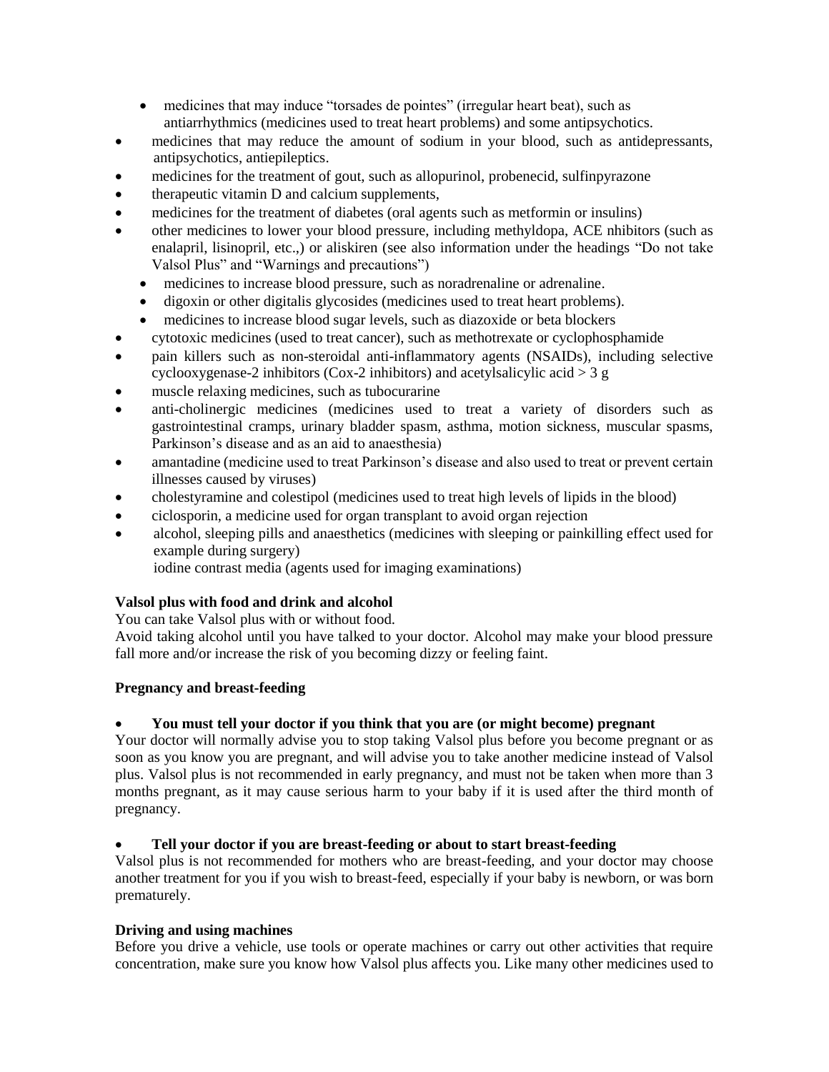- medicines that may induce "torsades de pointes" (irregular heart beat), such as antiarrhythmics (medicines used to treat heart problems) and some antipsychotics.
- medicines that may reduce the amount of sodium in your blood, such as antidepressants, antipsychotics, antiepileptics.
- medicines for the treatment of gout, such as allopurinol, probenecid, sulfinpyrazone
- therapeutic vitamin D and calcium supplements,
- medicines for the treatment of diabetes (oral agents such as metformin or insulins)
- other medicines to lower your blood pressure, including methyldopa, ACE nhibitors (such as enalapril, lisinopril, etc.,) or aliskiren (see also information under the headings "Do not take Valsol Plus" and "Warnings and precautions")
  - medicines to increase blood pressure, such as noradrenaline or adrenaline.
  - digoxin or other digitalis glycosides (medicines used to treat heart problems).
  - medicines to increase blood sugar levels, such as diazoxide or beta blockers
- cytotoxic medicines (used to treat cancer), such as methotrexate or cyclophosphamide
- pain killers such as non-steroidal anti-inflammatory agents (NSAIDs), including selective cyclooxygenase-2 inhibitors (Cox-2 inhibitors) and acetylsalicylic acid > 3 g
- muscle relaxing medicines, such as tubocurarine
- anti-cholinergic medicines (medicines used to treat a variety of disorders such as gastrointestinal cramps, urinary bladder spasm, asthma, motion sickness, muscular spasms, Parkinson's disease and as an aid to anaesthesia)
- amantadine (medicine used to treat Parkinson's disease and also used to treat or prevent certain illnesses caused by viruses)
- cholestyramine and colestipol (medicines used to treat high levels of lipids in the blood)
- ciclosporin, a medicine used for organ transplant to avoid organ rejection
- alcohol, sleeping pills and anaesthetics (medicines with sleeping or painkilling effect used for example during surgery)
  iodine contrast media (agents used for imaging examinations)

**Valsol plus with food and drink and alcohol**

You can take Valsol plus with or without food.

Avoid taking alcohol until you have talked to your doctor. Alcohol may make your blood pressure fall more and/or increase the risk of you becoming dizzy or feeling faint.

**Pregnancy and breast-feeding**

- **You must tell your doctor if you think that you are (or might become) pregnant**

Your doctor will normally advise you to stop taking Valsol plus before you become pregnant or as soon as you know you are pregnant, and will advise you to take another medicine instead of Valsol plus. Valsol plus is not recommended in early pregnancy, and must not be taken when more than 3 months pregnant, as it may cause serious harm to your baby if it is used after the third month of pregnancy.

- **Tell your doctor if you are breast-feeding or about to start breast-feeding**

Valsol plus is not recommended for mothers who are breast-feeding, and your doctor may choose another treatment for you if you wish to breast-feed, especially if your baby is newborn, or was born prematurely.

**Driving and using machines**

Before you drive a vehicle, use tools or operate machines or carry out other activities that require concentration, make sure you know how Valsol plus affects you. Like many other medicines used to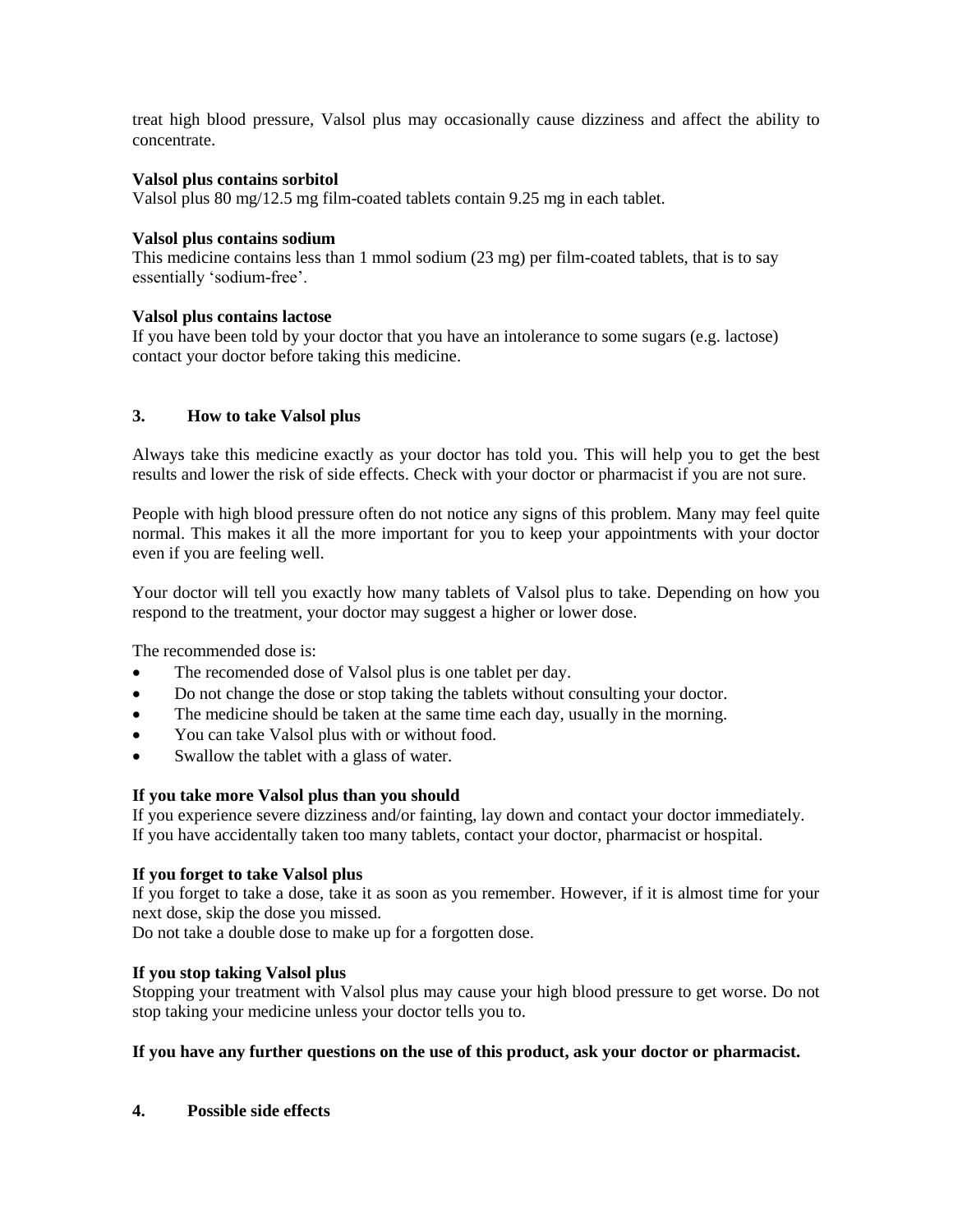treat high blood pressure, Valsol plus may occasionally cause dizziness and affect the ability to concentrate.

**Valsol plus contains sorbitol**
Valsol plus 80 mg/12.5 mg film-coated tablets contain 9.25 mg in each tablet.

**Valsol plus contains sodium**
This medicine contains less than 1 mmol sodium (23 mg) per film-coated tablets, that is to say essentially 'sodium-free'.

**Valsol plus contains lactose**
If you have been told by your doctor that you have an intolerance to some sugars (e.g. lactose) contact your doctor before taking this medicine.

## 3. How to take Valsol plus

Always take this medicine exactly as your doctor has told you. This will help you to get the best results and lower the risk of side effects. Check with your doctor or pharmacist if you are not sure.

People with high blood pressure often do not notice any signs of this problem. Many may feel quite normal. This makes it all the more important for you to keep your appointments with your doctor even if you are feeling well.

Your doctor will tell you exactly how many tablets of Valsol plus to take. Depending on how you respond to the treatment, your doctor may suggest a higher or lower dose.

The recommended dose is:

- The recomended dose of Valsol plus is one tablet per day.
- Do not change the dose or stop taking the tablets without consulting your doctor.
- The medicine should be taken at the same time each day, usually in the morning.
- You can take Valsol plus with or without food.
- Swallow the tablet with a glass of water.

**If you take more Valsol plus than you should**
If you experience severe dizziness and/or fainting, lay down and contact your doctor immediately.
If you have accidentally taken too many tablets, contact your doctor, pharmacist or hospital.

**If you forget to take Valsol plus**
If you forget to take a dose, take it as soon as you remember. However, if it is almost time for your next dose, skip the dose you missed.
Do not take a double dose to make up for a forgotten dose.

**If you stop taking Valsol plus**
Stopping your treatment with Valsol plus may cause your high blood pressure to get worse. Do not stop taking your medicine unless your doctor tells you to.

**If you have any further questions on the use of this product, ask your doctor or pharmacist.**

## 4. Possible side effects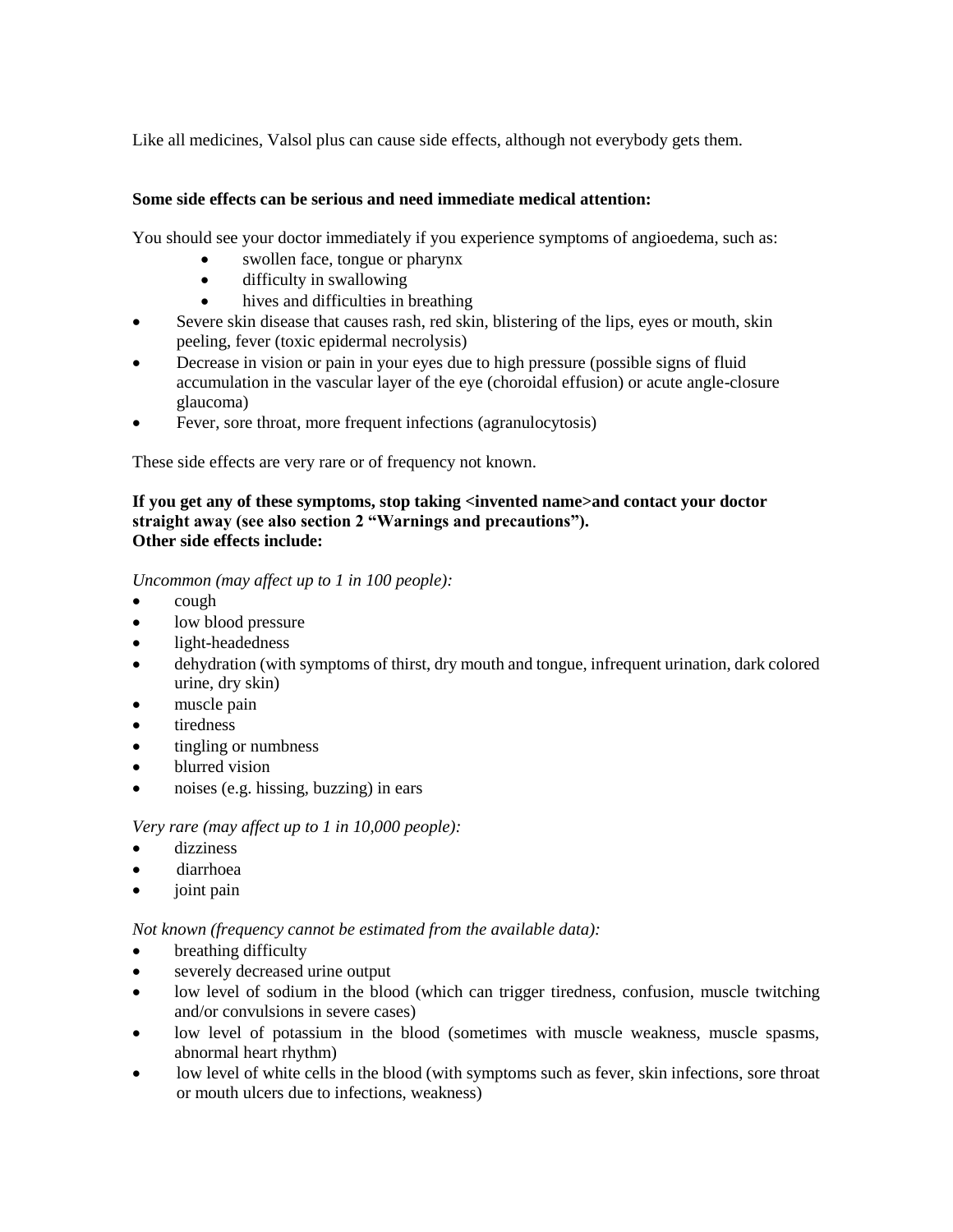Like all medicines, Valsol plus can cause side effects, although not everybody gets them.

**Some side effects can be serious and need immediate medical attention:**

You should see your doctor immediately if you experience symptoms of angioedema, such as:

- swollen face, tongue or pharynx
- difficulty in swallowing
- hives and difficulties in breathing

- Severe skin disease that causes rash, red skin, blistering of the lips, eyes or mouth, skin peeling, fever (toxic epidermal necrolysis)
- Decrease in vision or pain in your eyes due to high pressure (possible signs of fluid accumulation in the vascular layer of the eye (choroidal effusion) or acute angle-closure glaucoma)
- Fever, sore throat, more frequent infections (agranulocytosis)

These side effects are very rare or of frequency not known.

**If you get any of these symptoms, stop taking <invented name>and contact your doctor straight away (see also section 2 "Warnings and precautions").**
**Other side effects include:**

*Uncommon (may affect up to 1 in 100 people):*

- cough
- low blood pressure
- light-headedness
- dehydration (with symptoms of thirst, dry mouth and tongue, infrequent urination, dark colored urine, dry skin)
- muscle pain
- tiredness
- tingling or numbness
- blurred vision
- noises (e.g. hissing, buzzing) in ears

*Very rare (may affect up to 1 in 10,000 people):*

- dizziness
- diarrhoea
- joint pain

*Not known (frequency cannot be estimated from the available data):*

- breathing difficulty
- severely decreased urine output
- low level of sodium in the blood (which can trigger tiredness, confusion, muscle twitching and/or convulsions in severe cases)
- low level of potassium in the blood (sometimes with muscle weakness, muscle spasms, abnormal heart rhythm)
- low level of white cells in the blood (with symptoms such as fever, skin infections, sore throat or mouth ulcers due to infections, weakness)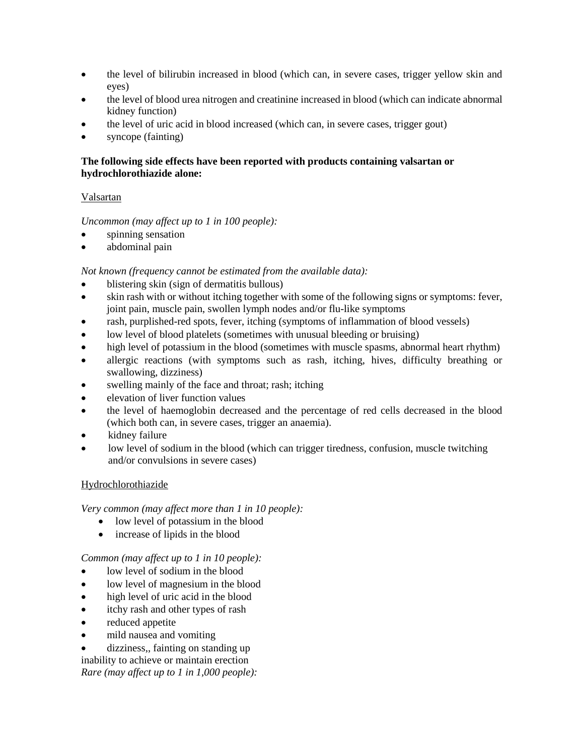- the level of bilirubin increased in blood (which can, in severe cases, trigger yellow skin and eyes)
- the level of blood urea nitrogen and creatinine increased in blood (which can indicate abnormal kidney function)
- the level of uric acid in blood increased (which can, in severe cases, trigger gout)
- syncope (fainting)

**The following side effects have been reported with products containing valsartan or hydrochlorothiazide alone:**

Valsartan

*Uncommon (may affect up to 1 in 100 people):*

- spinning sensation
- abdominal pain

*Not known (frequency cannot be estimated from the available data):*

- blistering skin (sign of dermatitis bullous)
- skin rash with or without itching together with some of the following signs or symptoms: fever, joint pain, muscle pain, swollen lymph nodes and/or flu-like symptoms
- rash, purplished-red spots, fever, itching (symptoms of inflammation of blood vessels)
- low level of blood platelets (sometimes with unusual bleeding or bruising)
- high level of potassium in the blood (sometimes with muscle spasms, abnormal heart rhythm)
- allergic reactions (with symptoms such as rash, itching, hives, difficulty breathing or swallowing, dizziness)
- swelling mainly of the face and throat; rash; itching
- elevation of liver function values
- the level of haemoglobin decreased and the percentage of red cells decreased in the blood (which both can, in severe cases, trigger an anaemia).
- kidney failure
- low level of sodium in the blood (which can trigger tiredness, confusion, muscle twitching and/or convulsions in severe cases)

Hydrochlorothiazide

*Very common (may affect more than 1 in 10 people):*

- low level of potassium in the blood
- increase of lipids in the blood

*Common (may affect up to 1 in 10 people):*

- low level of sodium in the blood
- low level of magnesium in the blood
- high level of uric acid in the blood
- itchy rash and other types of rash
- reduced appetite
- mild nausea and vomiting
- dizziness,, fainting on standing up

inability to achieve or maintain erection

*Rare (may affect up to 1 in 1,000 people):*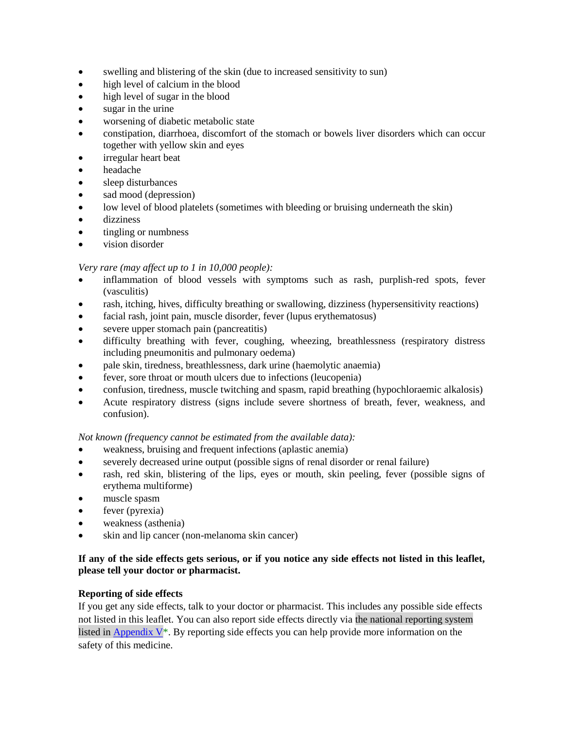- swelling and blistering of the skin (due to increased sensitivity to sun)
- high level of calcium in the blood
- high level of sugar in the blood
- sugar in the urine
- worsening of diabetic metabolic state
- constipation, diarrhoea, discomfort of the stomach or bowels liver disorders which can occur together with yellow skin and eyes
- irregular heart beat
- headache
- sleep disturbances
- sad mood (depression)
- low level of blood platelets (sometimes with bleeding or bruising underneath the skin)
- dizziness
- tingling or numbness
- vision disorder

*Very rare (may affect up to 1 in 10,000 people):*

- inflammation of blood vessels with symptoms such as rash, purplish-red spots, fever (vasculitis)
- rash, itching, hives, difficulty breathing or swallowing, dizziness (hypersensitivity reactions)
- facial rash, joint pain, muscle disorder, fever (lupus erythematosus)
- severe upper stomach pain (pancreatitis)
- difficulty breathing with fever, coughing, wheezing, breathlessness (respiratory distress including pneumonitis and pulmonary oedema)
- pale skin, tiredness, breathlessness, dark urine (haemolytic anaemia)
- fever, sore throat or mouth ulcers due to infections (leucopenia)
- confusion, tiredness, muscle twitching and spasm, rapid breathing (hypochloraemic alkalosis)
- Acute respiratory distress (signs include severe shortness of breath, fever, weakness, and confusion).

*Not known (frequency cannot be estimated from the available data):*

- weakness, bruising and frequent infections (aplastic anemia)
- severely decreased urine output (possible signs of renal disorder or renal failure)
- rash, red skin, blistering of the lips, eyes or mouth, skin peeling, fever (possible signs of erythema multiforme)
- muscle spasm
- fever (pyrexia)
- weakness (asthenia)
- skin and lip cancer (non-melanoma skin cancer)

**If any of the side effects gets serious, or if you notice any side effects not listed in this leaflet, please tell your doctor or pharmacist.**

**Reporting of side effects**

If you get any side effects, talk to your doctor or pharmacist. This includes any possible side effects not listed in this leaflet. You can also report side effects directly via the national reporting system listed in Appendix V*. By reporting side effects you can help provide more information on the safety of this medicine.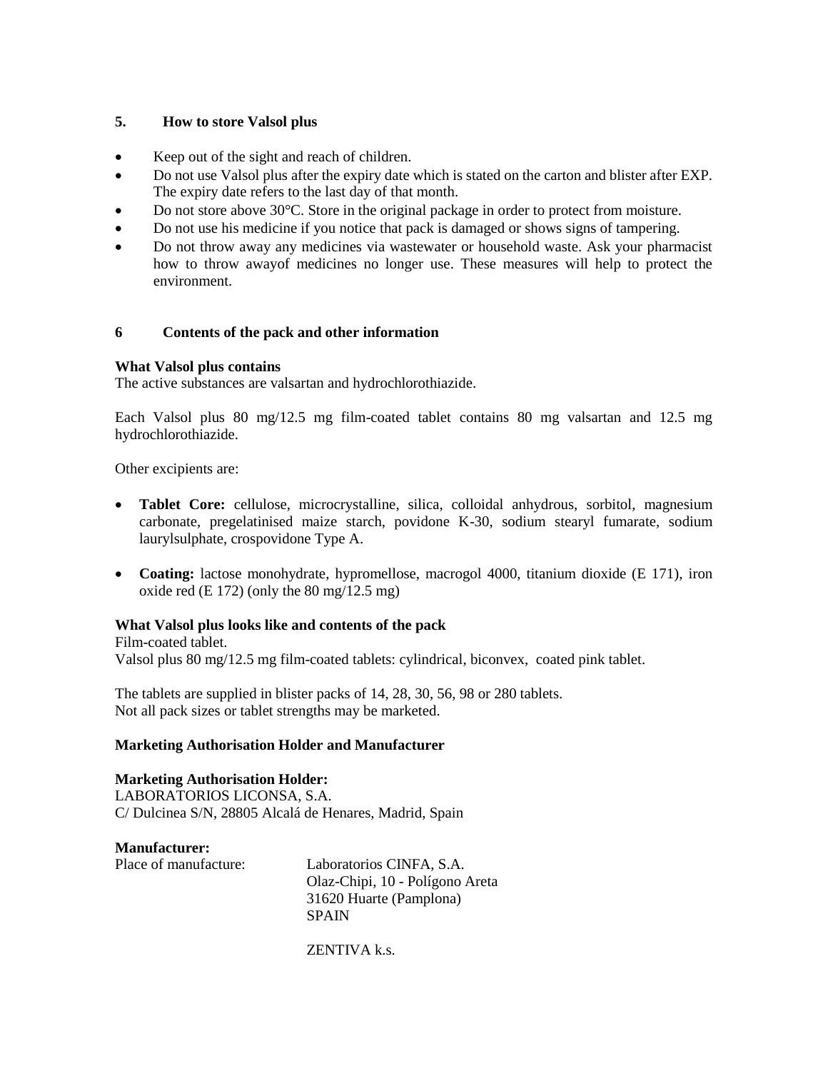## 5. How to store Valsol plus

- Keep out of the sight and reach of children.
- Do not use Valsol plus after the expiry date which is stated on the carton and blister after EXP. The expiry date refers to the last day of that month.
- Do not store above 30°C. Store in the original package in order to protect from moisture.
- Do not use his medicine if you notice that pack is damaged or shows signs of tampering.
- Do not throw away any medicines via wastewater or household waste. Ask your pharmacist how to throw awayof medicines no longer use. These measures will help to protect the environment.

## 6 Contents of the pack and other information

**What Valsol plus contains**

The active substances are valsartan and hydrochlorothiazide.

Each Valsol plus 80 mg/12.5 mg film-coated tablet contains 80 mg valsartan and 12.5 mg hydrochlorothiazide.

Other excipients are:

- **Tablet Core:** cellulose, microcrystalline, silica, colloidal anhydrous, sorbitol, magnesium carbonate, pregelatinised maize starch, povidone K-30, sodium stearyl fumarate, sodium laurylsulphate, crospovidone Type A.

- **Coating:** lactose monohydrate, hypromellose, macrogol 4000, titanium dioxide (E 171), iron oxide red (E 172) (only the 80 mg/12.5 mg)

**What Valsol plus looks like and contents of the pack**

Film-coated tablet.

Valsol plus 80 mg/12.5 mg film-coated tablets: cylindrical, biconvex, coated pink tablet.

The tablets are supplied in blister packs of 14, 28, 30, 56, 98 or 280 tablets.

Not all pack sizes or tablet strengths may be marketed.

**Marketing Authorisation Holder and Manufacturer**

**Marketing Authorisation Holder:**

LABORATORIOS LICONSA, S.A.

C/ Dulcinea S/N, 28805 Alcalá de Henares, Madrid, Spain

**Manufacturer:**

Place of manufacture: Laboratorios CINFA, S.A.
Olaz-Chipi, 10 - Polígono Areta
31620 Huarte (Pamplona)
SPAIN

ZENTIVA k.s.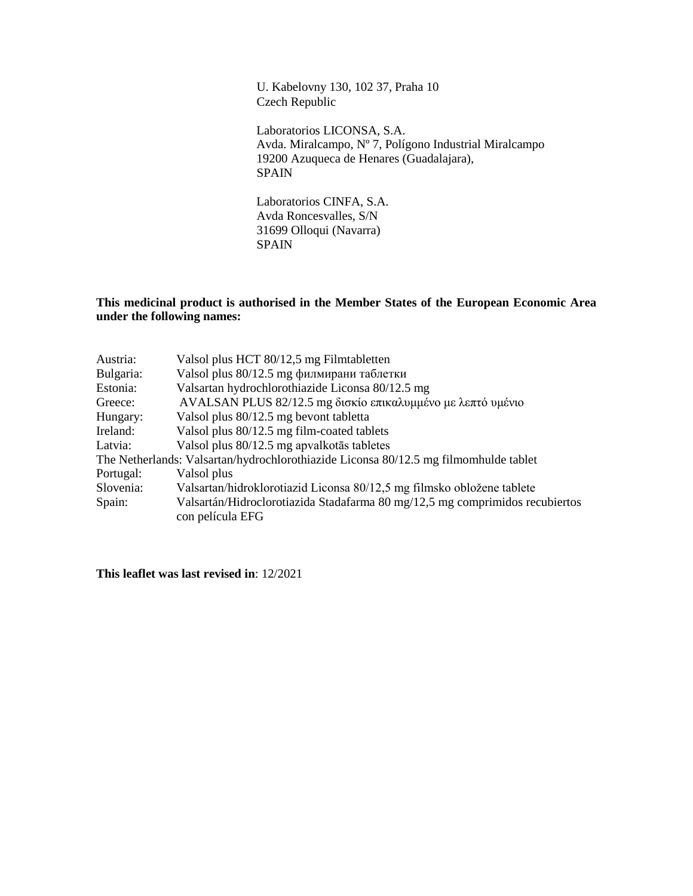U. Kabelovny 130, 102 37, Praha 10
Czech Republic

Laboratorios LICONSA, S.A.
Avda. Miralcampo, Nº 7, Polígono Industrial Miralcampo
19200 Azuqueca de Henares (Guadalajara),
SPAIN

Laboratorios CINFA, S.A.
Avda Roncesvalles, S/N
31699 Olloqui (Navarra)
SPAIN

**This medicinal product is authorised in the Member States of the European Economic Area under the following names:**

| | |
|---|---|
| Austria: | Valsol plus HCT 80/12,5 mg Filmtabletten |
| Bulgaria: | Valsol plus 80/12.5 mg филмирани таблетки |
| Estonia: | Valsartan hydrochlorothiazide Liconsa 80/12.5 mg |
| Greece: | AVALSAN PLUS 82/12.5 mg δισκίο επικαλυμμένο με λεπτό υμένιο |
| Hungary: | Valsol plus 80/12.5 mg bevont tabletta |
| Ireland: | Valsol plus 80/12.5 mg film-coated tablets |
| Latvia: | Valsol plus 80/12.5 mg apvalkotās tabletes |
| The Netherlands: | Valsartan/hydrochlorothiazide Liconsa 80/12.5 mg filmomhulde tablet |
| Portugal: | Valsol plus |
| Slovenia: | Valsartan/hidroklorotiazid Liconsa 80/12,5 mg filmsko obložene tablete |
| Spain: | Valsartán/Hidroclorotiazida Stadafarma 80 mg/12,5 mg comprimidos recubiertos con película EFG |

**This leaflet was last revised in**: 12/2021